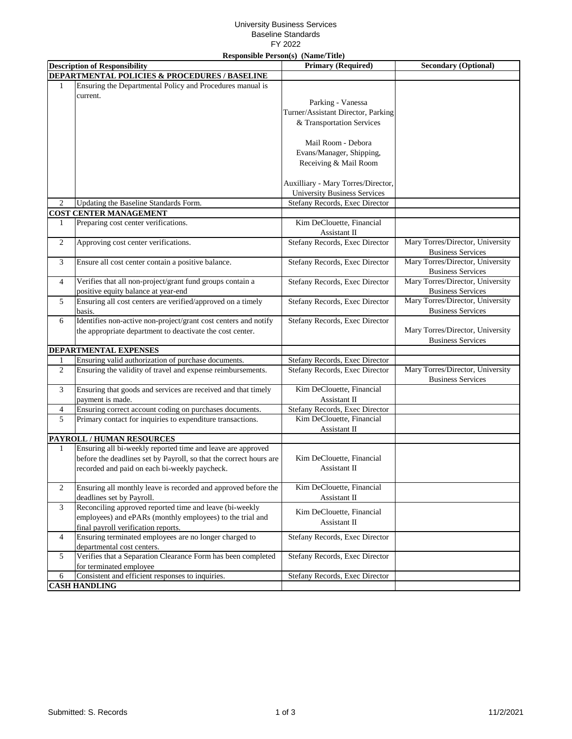University Business Services
Baseline Standards
FY 2022

| Description of Responsibility | | Responsible Person(s) (Name/Title) Primary (Required) | Secondary (Optional) |
|---|---|---|---|
| **DEPARTMENTAL POLICIES & PROCEDURES / BASELINE** | | | |
| 1 | Ensuring the Departmental Policy and Procedures manual is current. | Parking - Vanessa Turner/Assistant Director, Parking & Transportation Services<br><br>Mail Room - Debora Evans/Manager, Shipping, Receiving & Mail Room<br><br>Auxilliary - Mary Torres/Director, University Business Services | |
| 2 | Updating the Baseline Standards Form. | Stefany Records, Exec Director | |
| **COST CENTER MANAGEMENT** | | | |
| 1 | Preparing cost center verifications. | Kim DeClouette, Financial Assistant II | |
| 2 | Approving cost center verifications. | Stefany Records, Exec Director | Mary Torres/Director, University Business Services |
| 3 | Ensure all cost center contain a positive balance. | Stefany Records, Exec Director | Mary Torres/Director, University Business Services |
| 4 | Verifies that all non-project/grant fund groups contain a positive equity balance at year-end | Stefany Records, Exec Director | Mary Torres/Director, University Business Services |
| 5 | Ensuring all cost centers are verified/approved on a timely basis. | Stefany Records, Exec Director | Mary Torres/Director, University Business Services |
| 6 | Identifies non-active non-project/grant cost centers and notify the appropriate department to deactivate the cost center. | Stefany Records, Exec Director | Mary Torres/Director, University Business Services |
| **DEPARTMENTAL EXPENSES** | | | |
| 1 | Ensuring valid authorization of purchase documents. | Stefany Records, Exec Director | |
| 2 | Ensuring the validity of travel and expense reimbursements. | Stefany Records, Exec Director | Mary Torres/Director, University Business Services |
| 3 | Ensuring that goods and services are received and that timely payment is made. | Kim DeClouette, Financial Assistant II | |
| 4 | Ensuring correct account coding on purchases documents. | Stefany Records, Exec Director | |
| 5 | Primary contact for inquiries to expenditure transactions. | Kim DeClouette, Financial Assistant II | |
| **PAYROLL / HUMAN RESOURCES** | | | |
| 1 | Ensuring all bi-weekly reported time and leave are approved before the deadlines set by Payroll, so that the correct hours are recorded and paid on each bi-weekly paycheck. | Kim DeClouette, Financial Assistant II | |
| 2 | Ensuring all monthly leave is recorded and approved before the deadlines set by Payroll. | Kim DeClouette, Financial Assistant II | |
| 3 | Reconciling approved reported time and leave (bi-weekly employees) and ePARs (monthly employees) to the trial and final payroll verification reports. | Kim DeClouette, Financial Assistant II | |
| 4 | Ensuring terminated employees are no longer charged to departmental cost centers. | Stefany Records, Exec Director | |
| 5 | Verifies that a Separation Clearance Form has been completed for terminated employee | Stefany Records, Exec Director | |
| 6 | Consistent and efficient responses to inquiries. | Stefany Records, Exec Director | |
| **CASH HANDLING** | | | |

Submitted: S. Records 11/2/2021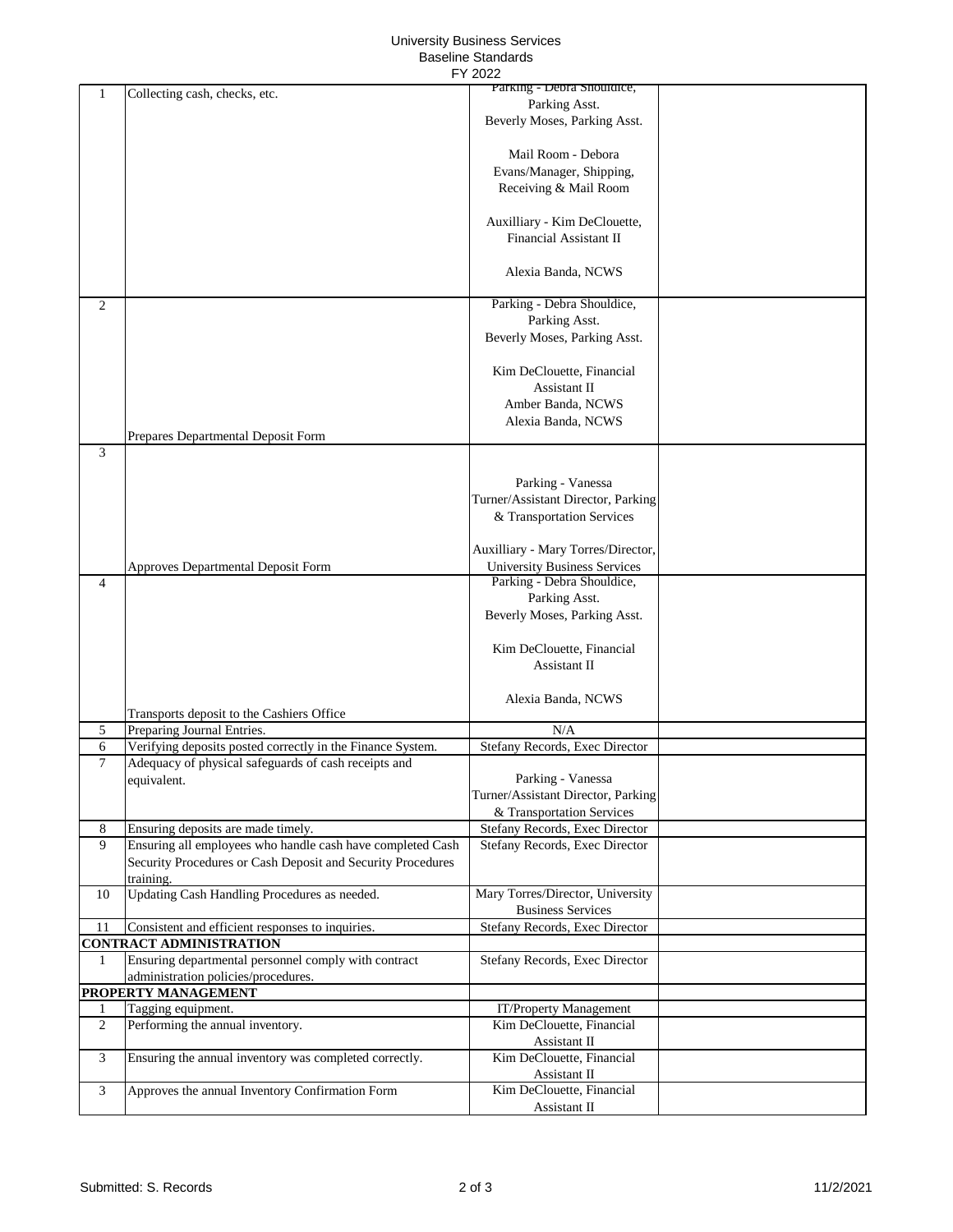| | | | |
|---|---|---|---|
| 1 | Collecting cash, checks, etc. | Parking - Debra Shouldice, Parking Asst. Beverly Moses, Parking Asst.<br><br>Mail Room - Debora Evans/Manager, Shipping, Receiving & Mail Room<br><br>Auxilliary - Kim DeClouette, Financial Assistant II<br><br>Alexia Banda, NCWS | |
| 2 | Prepares Departmental Deposit Form | Parking - Debra Shouldice, Parking Asst. Beverly Moses, Parking Asst.<br><br>Kim DeClouette, Financial Assistant II Amber Banda, NCWS Alexia Banda, NCWS | |
| 3 | Approves Departmental Deposit Form | Parking - Vanessa Turner/Assistant Director, Parking & Transportation Services<br><br>Auxilliary - Mary Torres/Director, University Business Services | |
| 4 | Transports deposit to the Cashiers Office | Parking - Debra Shouldice, Parking Asst. Beverly Moses, Parking Asst.<br><br>Kim DeClouette, Financial Assistant II<br><br>Alexia Banda, NCWS | |
| 5 | Preparing Journal Entries. | N/A | |
| 6 | Verifying deposits posted correctly in the Finance System. | Stefany Records, Exec Director | |
| 7 | Adequacy of physical safeguards of cash receipts and equivalent. | Parking - Vanessa Turner/Assistant Director, Parking & Transportation Services | |
| 8 | Ensuring deposits are made timely. | Stefany Records, Exec Director | |
| 9 | Ensuring all employees who handle cash have completed Cash Security Procedures or Cash Deposit and Security Procedures training. | Stefany Records, Exec Director | |
| 10 | Updating Cash Handling Procedures as needed. | Mary Torres/Director, University Business Services | |
| 11 | Consistent and efficient responses to inquiries. | Stefany Records, Exec Director | |
| **CONTRACT ADMINISTRATION** | | | |
| 1 | Ensuring departmental personnel comply with contract administration policies/procedures. | Stefany Records, Exec Director | |
| **PROPERTY MANAGEMENT** | | | |
| 1 | Tagging equipment. | IT/Property Management | |
| 2 | Performing the annual inventory. | Kim DeClouette, Financial Assistant II | |
| 3 | Ensuring the annual inventory was completed correctly. | Kim DeClouette, Financial Assistant II | |
| 3 | Approves the annual Inventory Confirmation Form | Kim DeClouette, Financial Assistant II | |

Submitted: S. Records 11/2/2021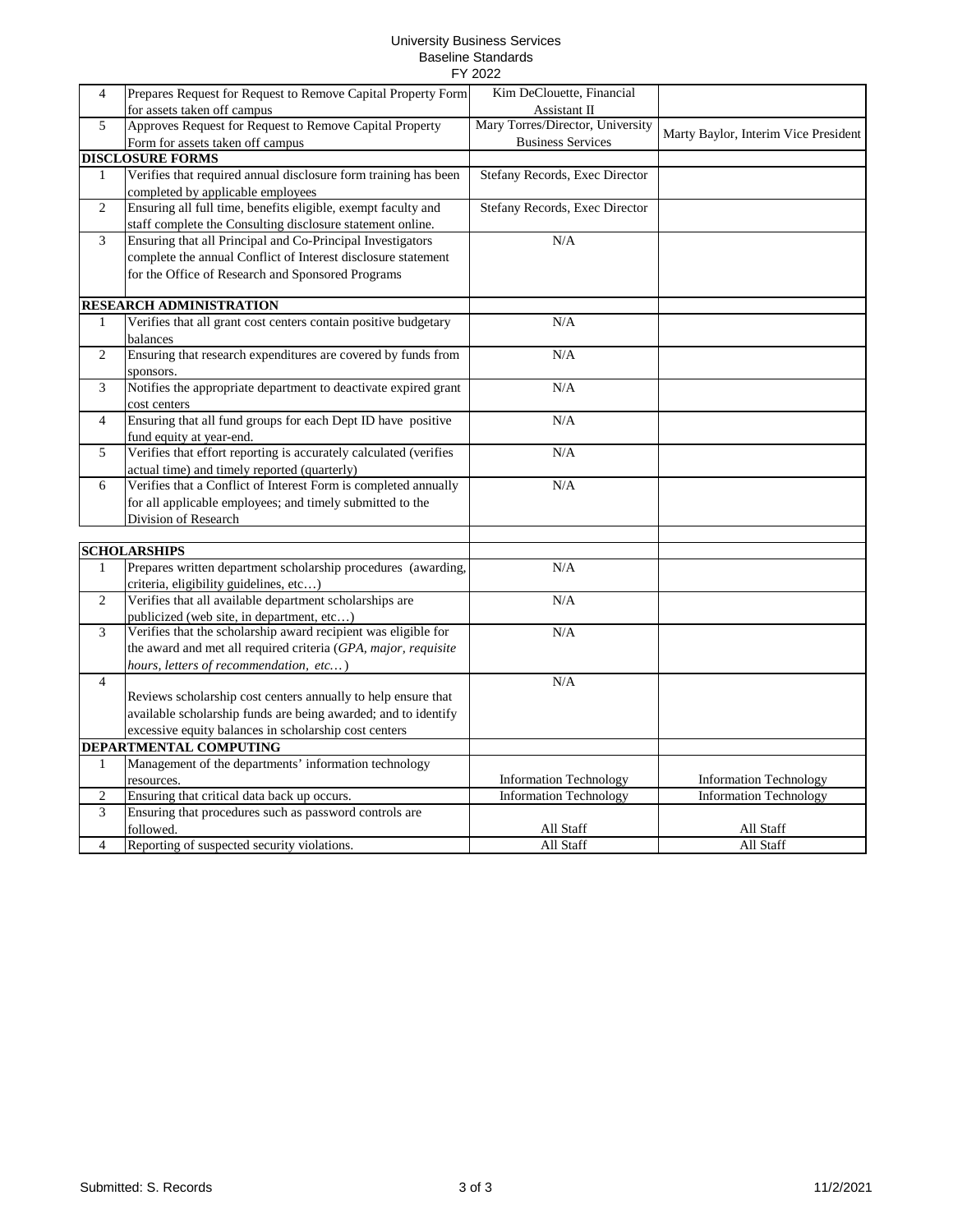University Business Services
Baseline Standards
FY 2022

| | | | |
|---|---|---|---|
| 4 | Prepares Request for Request to Remove Capital Property Form for assets taken off campus | Kim DeClouette, Financial Assistant II | |
| 5 | Approves Request for Request to Remove Capital Property Form for assets taken off campus | Mary Torres/Director, University Business Services | Marty Baylor, Interim Vice President |
| **DISCLOSURE FORMS** | | | |
| 1 | Verifies that required annual disclosure form training has been completed by applicable employees | Stefany Records, Exec Director | |
| 2 | Ensuring all full time, benefits eligible, exempt faculty and staff complete the Consulting disclosure statement online. | Stefany Records, Exec Director | |
| 3 | Ensuring that all Principal and Co-Principal Investigators complete the annual Conflict of Interest disclosure statement for the Office of Research and Sponsored Programs | N/A | |
| **RESEARCH ADMINISTRATION** | | | |
| 1 | Verifies that all grant cost centers contain positive budgetary balances | N/A | |
| 2 | Ensuring that research expenditures are covered by funds from sponsors. | N/A | |
| 3 | Notifies the appropriate department to deactivate expired grant cost centers | N/A | |
| 4 | Ensuring that all fund groups for each Dept ID have positive fund equity at year-end. | N/A | |
| 5 | Verifies that effort reporting is accurately calculated (verifies actual time) and timely reported (quarterly) | N/A | |
| 6 | Verifies that a Conflict of Interest Form is completed annually for all applicable employees; and timely submitted to the Division of Research | N/A | |
| | | | |
| **SCHOLARSHIPS** | | | |
| 1 | Prepares written department scholarship procedures (awarding, criteria, eligibility guidelines, etc…) | N/A | |
| 2 | Verifies that all available department scholarships are publicized (web site, in department, etc…) | N/A | |
| 3 | Verifies that the scholarship award recipient was eligible for the award and met all required criteria (*GPA, major, requisite hours, letters of recommendation, etc…*) | N/A | |
| 4 | Reviews scholarship cost centers annually to help ensure that available scholarship funds are being awarded; and to identify excessive equity balances in scholarship cost centers | N/A | |
| **DEPARTMENTAL COMPUTING** | | | |
| 1 | Management of the departments' information technology resources. | Information Technology | Information Technology |
| 2 | Ensuring that critical data back up occurs. | Information Technology | Information Technology |
| 3 | Ensuring that procedures such as password controls are followed. | All Staff | All Staff |
| 4 | Reporting of suspected security violations. | All Staff | All Staff |

Submitted: S. Records

11/2/2021